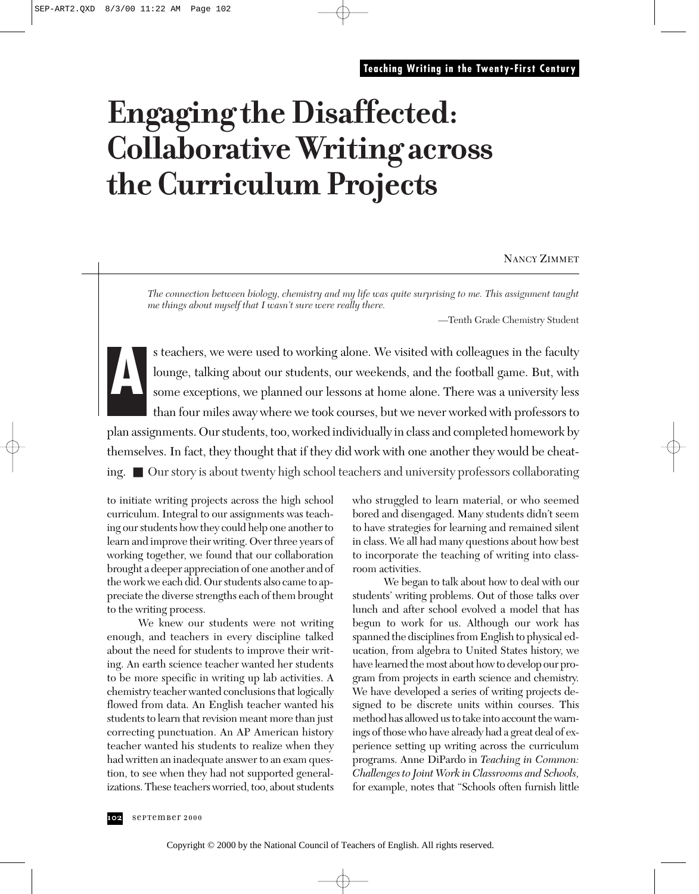**Teaching Writing in the Twenty-First Century**

# Engaging the Disaffected: Collaborative Writing across the Curriculum Projects

NANCY ZIMMET

*The connection between biology, chemistry and my life was quite surprising to me. This assignment taught me things about myself that I wasn't sure were really there.*

—Tenth Grade Chemistry Student

As teachers, we were used to working alone. We visited with colleagues in the faculty lounge, talking about our students, our weekends, and the football game. But, with some exceptions, we planned our lessons at home alone. There was a university less than four miles away where we took courses, but we never worked with professors to plan assignments. Our students, too, worked individually in class and completed homework by themselves. In fact, they thought that if they did work with one another they would be cheating. ■ Our story is about twenty high school teachers and university professors collaborating to initiate writing projects across the high school curriculum. Integral to our assignments was teaching our students how they could help one another to learn and improve their writing. Over three years of working together, we found that our collaboration brought a deeper appreciation of one another and of the work we each did. Our students also came to appreciate the diverse strengths each of them brought to the writing process.

We knew our students were not writing enough, and teachers in every discipline talked about the need for students to improve their writing. An earth science teacher wanted her students to be more specific in writing up lab activities. A chemistry teacher wanted conclusions that logically flowed from data. An English teacher wanted his students to learn that revision meant more than just correcting punctuation. An AP American history teacher wanted his students to realize when they had written an inadequate answer to an exam question, to see when they had not supported generalizations. These teachers worried, too, about students who struggled to learn material, or who seemed bored and disengaged. Many students didn't seem to have strategies for learning and remained silent in class. We all had many questions about how best to incorporate the teaching of writing into classroom activities.

We began to talk about how to deal with our students' writing problems. Out of those talks over lunch and after school evolved a model that has begun to work for us. Although our work has spanned the disciplines from English to physical education, from algebra to United States history, we have learned the most about how to develop our program from projects in earth science and chemistry. We have developed a series of writing projects designed to be discrete units within courses. This method has allowed us to take into account the warnings of those who have already had a great deal of experience setting up writing across the curriculum programs. Anne DiPardo in *Teaching in Common: Challenges to Joint Work in Classrooms and Schools,* for example, notes that "Schools often furnish little

Copyright © 2000 by the National Council of Teachers of English. All rights reserved.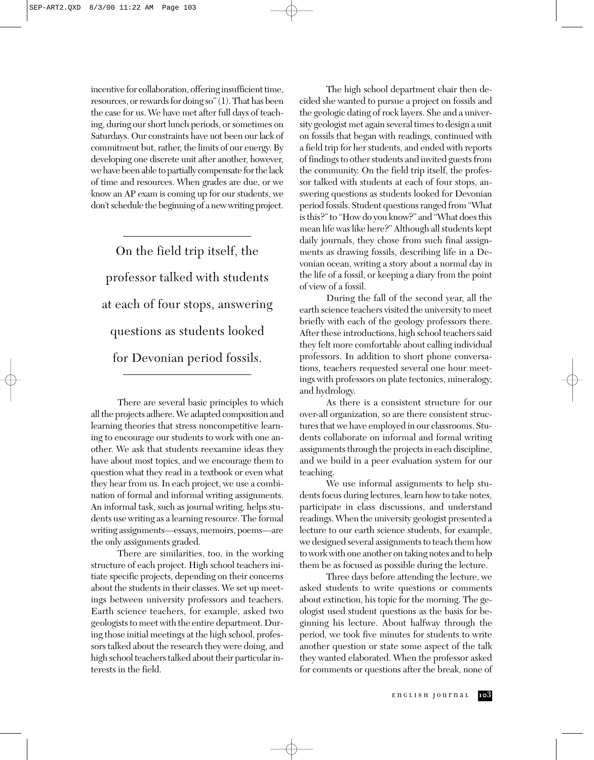incentive for collaboration, offering insufficient time, resources, or rewards for doing so" (1). That has been the case for us. We have met after full days of teaching, during our short lunch periods, or sometimes on Saturdays. Our constraints have not been our lack of commitment but, rather, the limits of our energy. By developing one discrete unit after another, however, we have been able to partially compensate for the lack of time and resources. When grades are due, or we know an AP exam is coming up for our students, we don't schedule the beginning of a new writing project.

> On the field trip itself, the professor talked with students at each of four stops, answering questions as students looked for Devonian period fossils.

There are several basic principles to which all the projects adhere. We adapted composition and learning theories that stress noncompetitive learning to encourage our students to work with one another. We ask that students reexamine ideas they have about most topics, and we encourage them to question what they read in a textbook or even what they hear from us. In each project, we use a combination of formal and informal writing assignments. An informal task, such as journal writing, helps students use writing as a learning resource. The formal writing assignments—essays, memoirs, poems—are the only assignments graded.

There are similarities, too, in the working structure of each project. High school teachers initiate specific projects, depending on their concerns about the students in their classes. We set up meetings between university professors and teachers. Earth science teachers, for example, asked two geologists to meet with the entire department. During those initial meetings at the high school, professors talked about the research they were doing, and high school teachers talked about their particular interests in the field.

The high school department chair then decided she wanted to pursue a project on fossils and the geologic dating of rock layers. She and a university geologist met again several times to design a unit on fossils that began with readings, continued with a field trip for her students, and ended with reports of findings to other students and invited guests from the community. On the field trip itself, the professor talked with students at each of four stops, answering questions as students looked for Devonian period fossils. Student questions ranged from "What is this?" to "How do you know?" and "What does this mean life was like here?" Although all students kept daily journals, they chose from such final assignments as drawing fossils, describing life in a Devonian ocean, writing a story about a normal day in the life of a fossil, or keeping a diary from the point of view of a fossil.

During the fall of the second year, all the earth science teachers visited the university to meet briefly with each of the geology professors there. After these introductions, high school teachers said they felt more comfortable about calling individual professors. In addition to short phone conversations, teachers requested several one hour meetings with professors on plate tectonics, mineralogy, and hydrology.

As there is a consistent structure for our over-all organization, so are there consistent structures that we have employed in our classrooms. Students collaborate on informal and formal writing assignments through the projects in each discipline, and we build in a peer evaluation system for our teaching.

We use informal assignments to help students focus during lectures, learn how to take notes, participate in class discussions, and understand readings. When the university geologist presented a lecture to our earth science students, for example, we designed several assignments to teach them how to work with one another on taking notes and to help them be as focused as possible during the lecture.

Three days before attending the lecture, we asked students to write questions or comments about extinction, his topic for the morning. The geologist used student questions as the basis for beginning his lecture. About halfway through the period, we took five minutes for students to write another question or state some aspect of the talk they wanted elaborated. When the professor asked for comments or questions after the break, none of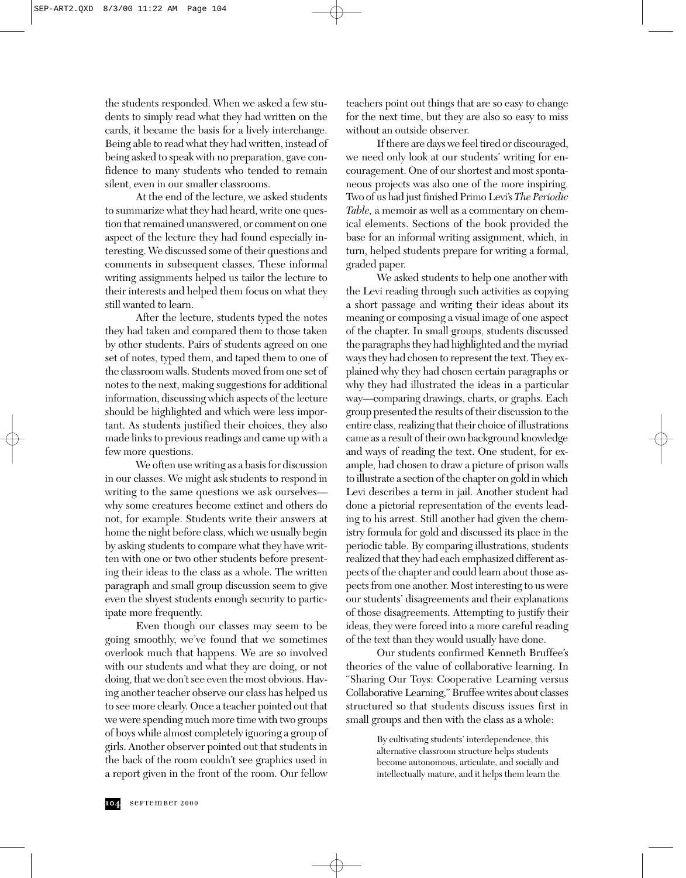the students responded. When we asked a few students to simply read what they had written on the cards, it became the basis for a lively interchange. Being able to read what they had written, instead of being asked to speak with no preparation, gave confidence to many students who tended to remain silent, even in our smaller classrooms.

At the end of the lecture, we asked students to summarize what they had heard, write one question that remained unanswered, or comment on one aspect of the lecture they had found especially interesting. We discussed some of their questions and comments in subsequent classes. These informal writing assignments helped us tailor the lecture to their interests and helped them focus on what they still wanted to learn.

After the lecture, students typed the notes they had taken and compared them to those taken by other students. Pairs of students agreed on one set of notes, typed them, and taped them to one of the classroom walls. Students moved from one set of notes to the next, making suggestions for additional information, discussing which aspects of the lecture should be highlighted and which were less important. As students justified their choices, they also made links to previous readings and came up with a few more questions.

We often use writing as a basis for discussion in our classes. We might ask students to respond in writing to the same questions we ask ourselves—why some creatures become extinct and others do not, for example. Students write their answers at home the night before class, which we usually begin by asking students to compare what they have written with one or two other students before presenting their ideas to the class as a whole. The written paragraph and small group discussion seem to give even the shyest students enough security to participate more frequently.

Even though our classes may seem to be going smoothly, we've found that we sometimes overlook much that happens. We are so involved with our students and what they are doing, or not doing, that we don't see even the most obvious. Having another teacher observe our class has helped us to see more clearly. Once a teacher pointed out that we were spending much more time with two groups of boys while almost completely ignoring a group of girls. Another observer pointed out that students in the back of the room couldn't see graphics used in a report given in the front of the room. Our fellow teachers point out things that are so easy to change for the next time, but they are also so easy to miss without an outside observer.

If there are days we feel tired or discouraged, we need only look at our students' writing for encouragement. One of our shortest and most spontaneous projects was also one of the more inspiring. Two of us had just finished Primo Levi's *The Periodic Table*, a memoir as well as a commentary on chemical elements. Sections of the book provided the base for an informal writing assignment, which, in turn, helped students prepare for writing a formal, graded paper.

We asked students to help one another with the Levi reading through such activities as copying a short passage and writing their ideas about its meaning or composing a visual image of one aspect of the chapter. In small groups, students discussed the paragraphs they had highlighted and the myriad ways they had chosen to represent the text. They explained why they had chosen certain paragraphs or why they had illustrated the ideas in a particular way—comparing drawings, charts, or graphs. Each group presented the results of their discussion to the entire class, realizing that their choice of illustrations came as a result of their own background knowledge and ways of reading the text. One student, for example, had chosen to draw a picture of prison walls to illustrate a section of the chapter on gold in which Levi describes a term in jail. Another student had done a pictorial representation of the events leading to his arrest. Still another had given the chemistry formula for gold and discussed its place in the periodic table. By comparing illustrations, students realized that they had each emphasized different aspects of the chapter and could learn about those aspects from one another. Most interesting to us were our students' disagreements and their explanations of those disagreements. Attempting to justify their ideas, they were forced into a more careful reading of the text than they would usually have done.

Our students confirmed Kenneth Bruffee's theories of the value of collaborative learning. In "Sharing Our Toys: Cooperative Learning versus Collaborative Learning," Bruffee writes about classes structured so that students discuss issues first in small groups and then with the class as a whole:

> By cultivating students' interdependence, this alternative classroom structure helps students become autonomous, articulate, and socially and intellectually mature, and it helps them learn the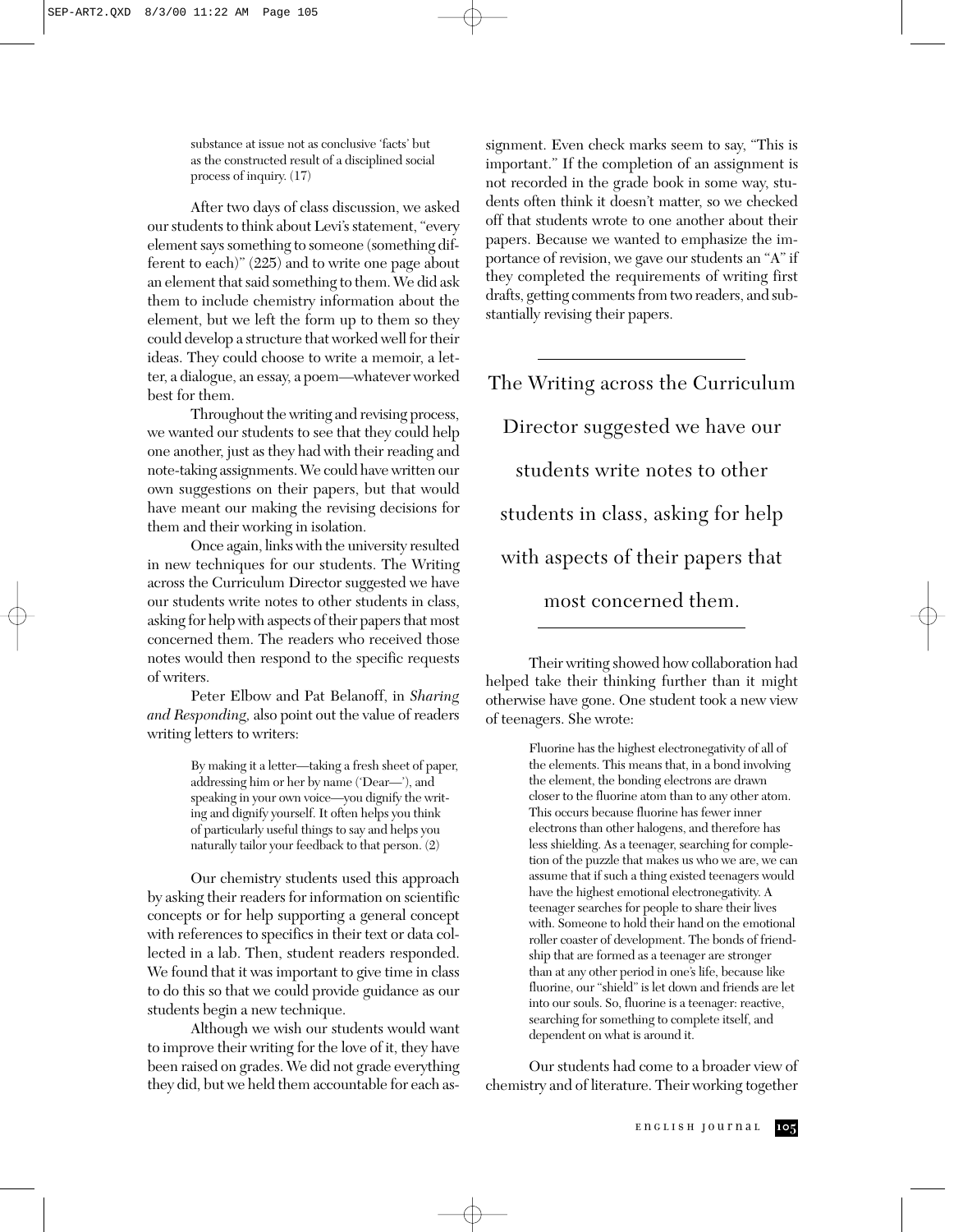> substance at issue not as conclusive 'facts' but as the constructed result of a disciplined social process of inquiry. (17)

After two days of class discussion, we asked our students to think about Levi's statement, "every element says something to someone (something different to each)" (225) and to write one page about an element that said something to them. We did ask them to include chemistry information about the element, but we left the form up to them so they could develop a structure that worked well for their ideas. They could choose to write a memoir, a letter, a dialogue, an essay, a poem—whatever worked best for them.

Throughout the writing and revising process, we wanted our students to see that they could help one another, just as they had with their reading and note-taking assignments. We could have written our own suggestions on their papers, but that would have meant our making the revising decisions for them and their working in isolation.

Once again, links with the university resulted in new techniques for our students. The Writing across the Curriculum Director suggested we have our students write notes to other students in class, asking for help with aspects of their papers that most concerned them. The readers who received those notes would then respond to the specific requests of writers.

Peter Elbow and Pat Belanoff, in *Sharing and Responding*, also point out the value of readers writing letters to writers:

> By making it a letter—taking a fresh sheet of paper, addressing him or her by name ('Dear—'), and speaking in your own voice—you dignify the writing and dignify yourself. It often helps you think of particularly useful things to say and helps you naturally tailor your feedback to that person. (2)

Our chemistry students used this approach by asking their readers for information on scientific concepts or for help supporting a general concept with references to specifics in their text or data collected in a lab. Then, student readers responded. We found that it was important to give time in class to do this so that we could provide guidance as our students begin a new technique.

Although we wish our students would want to improve their writing for the love of it, they have been raised on grades. We did not grade everything they did, but we held them accountable for each assignment. Even check marks seem to say, "This is important." If the completion of an assignment is not recorded in the grade book in some way, students often think it doesn't matter, so we checked off that students wrote to one another about their papers. Because we wanted to emphasize the importance of revision, we gave our students an "A" if they completed the requirements of writing first drafts, getting comments from two readers, and substantially revising their papers.

> The Writing across the Curriculum Director suggested we have our students write notes to other students in class, asking for help with aspects of their papers that most concerned them.

Their writing showed how collaboration had helped take their thinking further than it might otherwise have gone. One student took a new view of teenagers. She wrote:

> Fluorine has the highest electronegativity of all of the elements. This means that, in a bond involving the element, the bonding electrons are drawn closer to the fluorine atom than to any other atom. This occurs because fluorine has fewer inner electrons than other halogens, and therefore has less shielding. As a teenager, searching for completion of the puzzle that makes us who we are, we can assume that if such a thing existed teenagers would have the highest emotional electronegativity. A teenager searches for people to share their lives with. Someone to hold their hand on the emotional roller coaster of development. The bonds of friendship that are formed as a teenager are stronger than at any other period in one's life, because like fluorine, our "shield" is let down and friends are let into our souls. So, fluorine is a teenager: reactive, searching for something to complete itself, and dependent on what is around it.

Our students had come to a broader view of chemistry and of literature. Their working together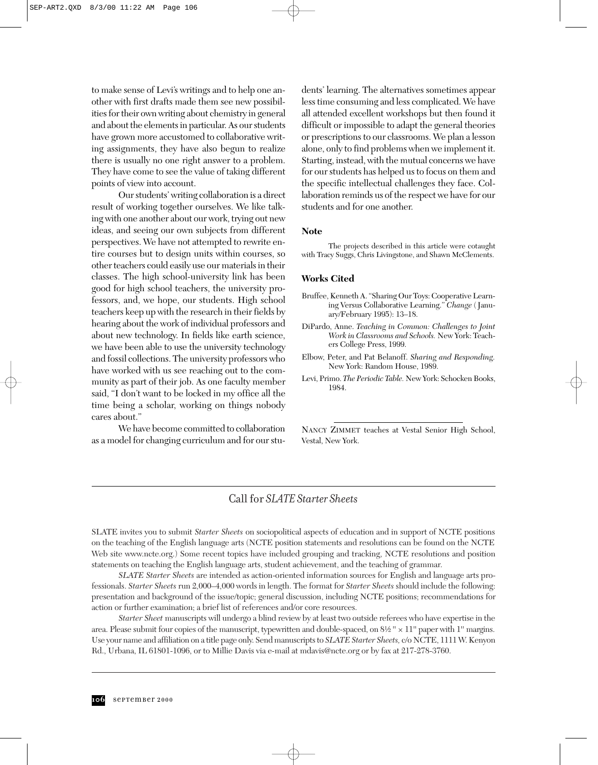to make sense of Levi's writings and to help one another with first drafts made them see new possibilities for their own writing about chemistry in general and about the elements in particular. As our students have grown more accustomed to collaborative writing assignments, they have also begun to realize there is usually no one right answer to a problem. They have come to see the value of taking different points of view into account.

Our students' writing collaboration is a direct result of working together ourselves. We like talking with one another about our work, trying out new ideas, and seeing our own subjects from different perspectives. We have not attempted to rewrite entire courses but to design units within courses, so other teachers could easily use our materials in their classes. The high school-university link has been good for high school teachers, the university professors, and, we hope, our students. High school teachers keep up with the research in their fields by hearing about the work of individual professors and about new technology. In fields like earth science, we have been able to use the university technology and fossil collections. The university professors who have worked with us see reaching out to the community as part of their job. As one faculty member said, "I don't want to be locked in my office all the time being a scholar, working on things nobody cares about."

We have become committed to collaboration as a model for changing curriculum and for our students' learning. The alternatives sometimes appear less time consuming and less complicated. We have all attended excellent workshops but then found it difficult or impossible to adapt the general theories or prescriptions to our classrooms. We plan a lesson alone, only to find problems when we implement it. Starting, instead, with the mutual concerns we have for our students has helped us to focus on them and the specific intellectual challenges they face. Collaboration reminds us of the respect we have for our students and for one another.

### Note

The projects described in this article were cotaught with Tracy Suggs, Chris Livingstone, and Shawn McClements.

### Works Cited

Bruffee, Kenneth A. "Sharing Our Toys: Cooperative Learning Versus Collaborative Learning." *Change* (January/February 1995): 13–18.

DiPardo, Anne. *Teaching in Common: Challenges to Joint Work in Classrooms and Schools.* New York: Teachers College Press, 1999.

Elbow, Peter, and Pat Belanoff. *Sharing and Responding.* New York: Random House, 1989.

Levi, Primo. *The Periodic Table.* New York: Schocken Books, 1984.

---

NANCY ZIMMET teaches at Vestal Senior High School, Vestal, New York.

---

## Call for *SLATE Starter Sheets*

SLATE invites you to submit *Starter Sheets* on sociopolitical aspects of education and in support of NCTE positions on the teaching of the English language arts (NCTE position statements and resolutions can be found on the NCTE Web site www.ncte.org.) Some recent topics have included grouping and tracking, NCTE resolutions and position statements on teaching the English language arts, student achievement, and the teaching of grammar.

*SLATE Starter Sheets* are intended as action-oriented information sources for English and language arts professionals. *Starter Sheets* run 2,000–4,000 words in length. The format for *Starter Sheets* should include the following: presentation and background of the issue/topic; general discussion, including NCTE positions; recommendations for action or further examination; a brief list of references and/or core resources.

*Starter Sheet* manuscripts will undergo a blind review by at least two outside referees who have expertise in the area. Please submit four copies of the manuscript, typewritten and double-spaced, on 8½" × 11" paper with 1" margins. Use your name and affiliation on a title page only. Send manuscripts to *SLATE Starter Sheets,* c/o NCTE, 1111 W. Kenyon Rd., Urbana, IL 61801-1096, or to Millie Davis via e-mail at mdavis@ncte.org or by fax at 217-278-3760.